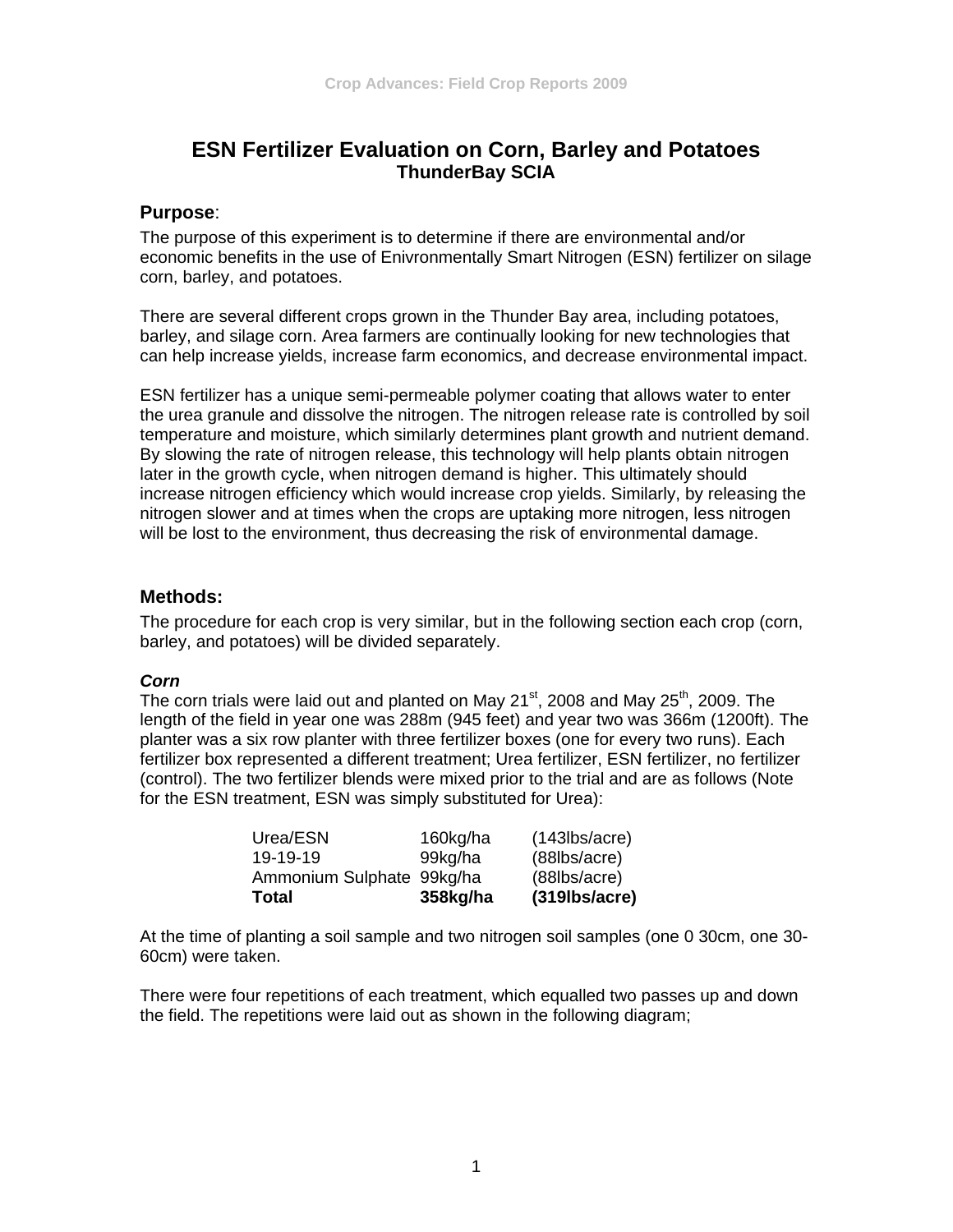# ESN Fertilizer Evaluation on Corn, Barley and Potatoes

**ThunderBay SCIA**

## Purpose:

The purpose of this experiment is to determine if there are environmental and/or economic benefits in the use of Enivronmentally Smart Nitrogen (ESN) fertilizer on silage corn, barley, and potatoes.

There are several different crops grown in the Thunder Bay area, including potatoes, barley, and silage corn. Area farmers are continually looking for new technologies that can help increase yields, increase farm economics, and decrease environmental impact.

ESN fertilizer has a unique semi-permeable polymer coating that allows water to enter the urea granule and dissolve the nitrogen. The nitrogen release rate is controlled by soil temperature and moisture, which similarly determines plant growth and nutrient demand. By slowing the rate of nitrogen release, this technology will help plants obtain nitrogen later in the growth cycle, when nitrogen demand is higher. This ultimately should increase nitrogen efficiency which would increase crop yields. Similarly, by releasing the nitrogen slower and at times when the crops are uptaking more nitrogen, less nitrogen will be lost to the environment, thus decreasing the risk of environmental damage.

## Methods:

The procedure for each crop is very similar, but in the following section each crop (corn, barley, and potatoes) will be divided separately.

### *Corn*

The corn trials were laid out and planted on May 21st, 2008 and May 25th, 2009. The length of the field in year one was 288m (945 feet) and year two was 366m (1200ft). The planter was a six row planter with three fertilizer boxes (one for every two runs). Each fertilizer box represented a different treatment; Urea fertilizer, ESN fertilizer, no fertilizer (control). The two fertilizer blends were mixed prior to the trial and are as follows (Note for the ESN treatment, ESN was simply substituted for Urea):

| | | |
|---|---|---|
| Urea/ESN | 160kg/ha | (143lbs/acre) |
| 19-19-19 | 99kg/ha | (88lbs/acre) |
| Ammonium Sulphate | 99kg/ha | (88lbs/acre) |
| **Total** | **358kg/ha** | **(319lbs/acre)** |

At the time of planting a soil sample and two nitrogen soil samples (one 0 30cm, one 30-60cm) were taken.

There were four repetitions of each treatment, which equalled two passes up and down the field. The repetitions were laid out as shown in the following diagram;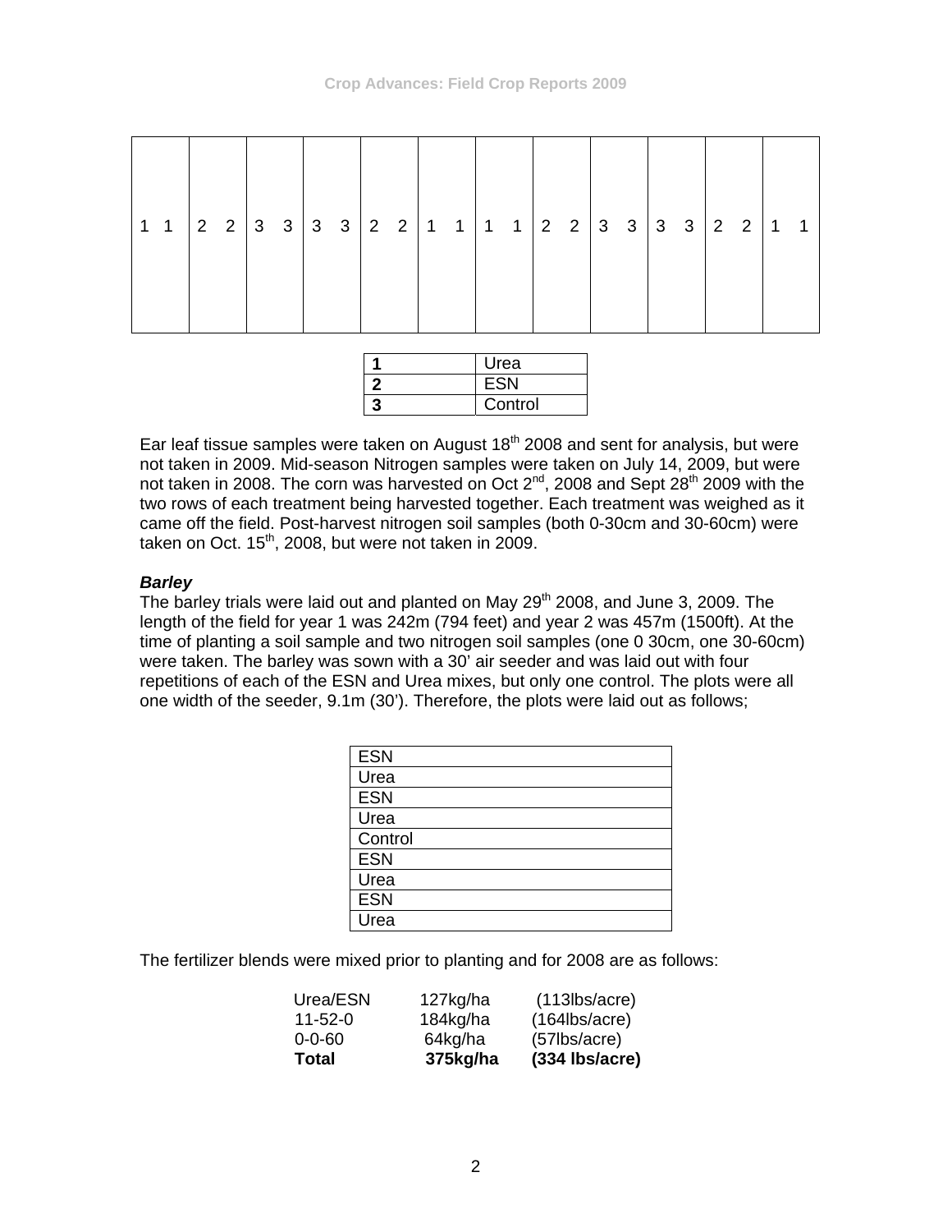| 1 1 | 2 2 | 3 3 | 3 3 | 2 2 | 1 1 | 1 1 | 2 2 | 3 3 | 3 3 | 2 2 | 1 1 |
|---|---|---|---|---|---|---|---|---|---|---|---|

| **1** | Urea |
|---|---|
| **2** | ESN |
| **3** | Control |

Ear leaf tissue samples were taken on August 18th 2008 and sent for analysis, but were not taken in 2009. Mid-season Nitrogen samples were taken on July 14, 2009, but were not taken in 2008. The corn was harvested on Oct 2nd, 2008 and Sept 28th 2009 with the two rows of each treatment being harvested together. Each treatment was weighed as it came off the field. Post-harvest nitrogen soil samples (both 0-30cm and 30-60cm) were taken on Oct. 15th, 2008, but were not taken in 2009.

### *Barley*

The barley trials were laid out and planted on May 29th 2008, and June 3, 2009. The length of the field for year 1 was 242m (794 feet) and year 2 was 457m (1500ft). At the time of planting a soil sample and two nitrogen soil samples (one 0 30cm, one 30-60cm) were taken. The barley was sown with a 30' air seeder and was laid out with four repetitions of each of the ESN and Urea mixes, but only one control. The plots were all one width of the seeder, 9.1m (30'). Therefore, the plots were laid out as follows;

| ESN |
|---|
| Urea |
| ESN |
| Urea |
| Control |
| ESN |
| Urea |
| ESN |
| Urea |

The fertilizer blends were mixed prior to planting and for 2008 are as follows:

| | | |
|---|---|---|
| Urea/ESN | 127kg/ha | (113lbs/acre) |
| 11-52-0 | 184kg/ha | (164lbs/acre) |
| 0-0-60 | 64kg/ha | (57lbs/acre) |
| **Total** | **375kg/ha** | **(334 lbs/acre)** |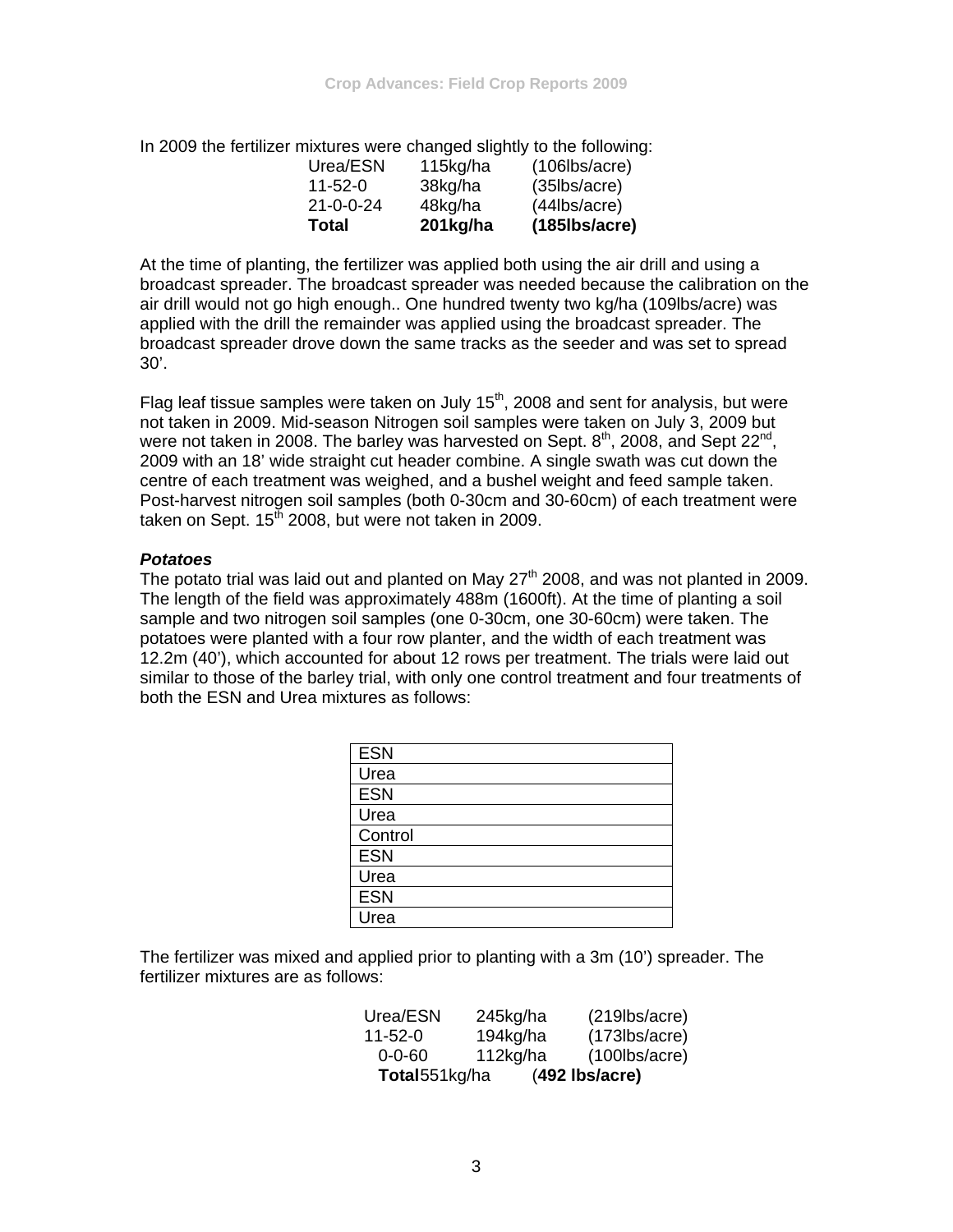In 2009 the fertilizer mixtures were changed slightly to the following:

| | | |
|---|---|---|
| Urea/ESN | 115kg/ha | (106lbs/acre) |
| 11-52-0 | 38kg/ha | (35lbs/acre) |
| 21-0-0-24 | 48kg/ha | (44lbs/acre) |
| **Total** | **201kg/ha** | **(185lbs/acre)** |

At the time of planting, the fertilizer was applied both using the air drill and using a broadcast spreader. The broadcast spreader was needed because the calibration on the air drill would not go high enough.. One hundred twenty two kg/ha (109lbs/acre) was applied with the drill the remainder was applied using the broadcast spreader. The broadcast spreader drove down the same tracks as the seeder and was set to spread 30'.

Flag leaf tissue samples were taken on July 15th, 2008 and sent for analysis, but were not taken in 2009. Mid-season Nitrogen soil samples were taken on July 3, 2009 but were not taken in 2008. The barley was harvested on Sept. 8th, 2008, and Sept 22nd, 2009 with an 18' wide straight cut header combine. A single swath was cut down the centre of each treatment was weighed, and a bushel weight and feed sample taken. Post-harvest nitrogen soil samples (both 0-30cm and 30-60cm) of each treatment were taken on Sept. 15th 2008, but were not taken in 2009.

***Potatoes***

The potato trial was laid out and planted on May 27th 2008, and was not planted in 2009. The length of the field was approximately 488m (1600ft). At the time of planting a soil sample and two nitrogen soil samples (one 0-30cm, one 30-60cm) were taken. The potatoes were planted with a four row planter, and the width of each treatment was 12.2m (40'), which accounted for about 12 rows per treatment. The trials were laid out similar to those of the barley trial, with only one control treatment and four treatments of both the ESN and Urea mixtures as follows:

| ESN |
|---|
| Urea |
| ESN |
| Urea |
| Control |
| ESN |
| Urea |
| ESN |
| Urea |

The fertilizer was mixed and applied prior to planting with a 3m (10') spreader. The fertilizer mixtures are as follows:

| | | |
|---|---|---|
| Urea/ESN | 245kg/ha | (219lbs/acre) |
| 11-52-0 | 194kg/ha | (173lbs/acre) |
| 0-0-60 | 112kg/ha | (100lbs/acre) |
| **Total** | 551kg/ha | (**492 lbs/acre)** |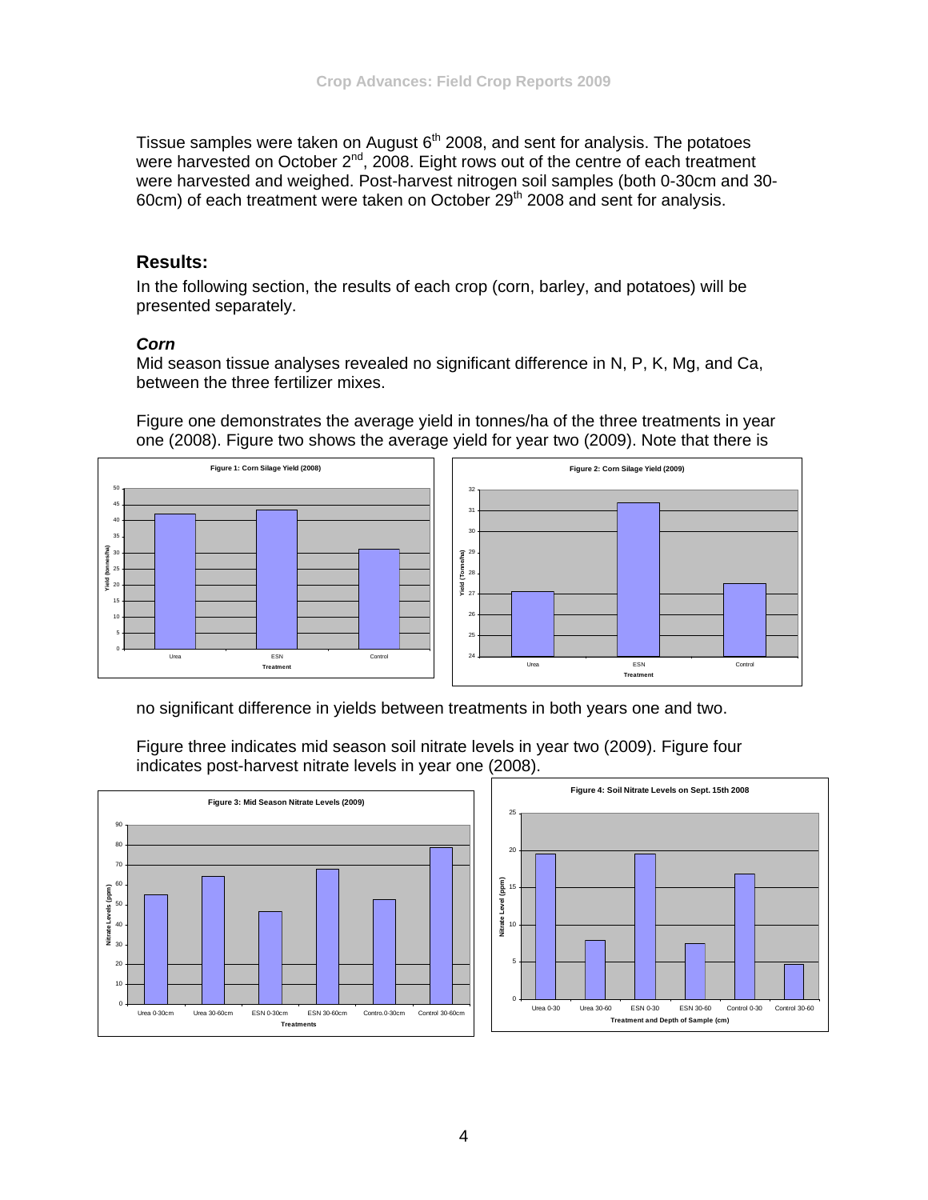Tissue samples were taken on August 6th 2008, and sent for analysis. The potatoes were harvested on October 2nd, 2008. Eight rows out of the centre of each treatment were harvested and weighed. Post-harvest nitrogen soil samples (both 0-30cm and 30-60cm) of each treatment were taken on October 29th 2008 and sent for analysis.

## Results:

In the following section, the results of each crop (corn, barley, and potatoes) will be presented separately.

### *Corn*

Mid season tissue analyses revealed no significant difference in N, P, K, Mg, and Ca, between the three fertilizer mixes.

Figure one demonstrates the average yield in tonnes/ha of the three treatments in year one (2008). Figure two shows the average yield for year two (2009). Note that there is no significant difference in yields between treatments in both years one and two.

Figure 1: Corn Silage Yield (2008)

Figure 2: Corn Silage Yield (2009)

Figure three indicates mid season soil nitrate levels in year two (2009). Figure four indicates post-harvest nitrate levels in year one (2008).

Figure 3: Mid Season Nitrate Levels (2009)

Figure 4: Soil Nitrate Levels on Sept. 15th 2008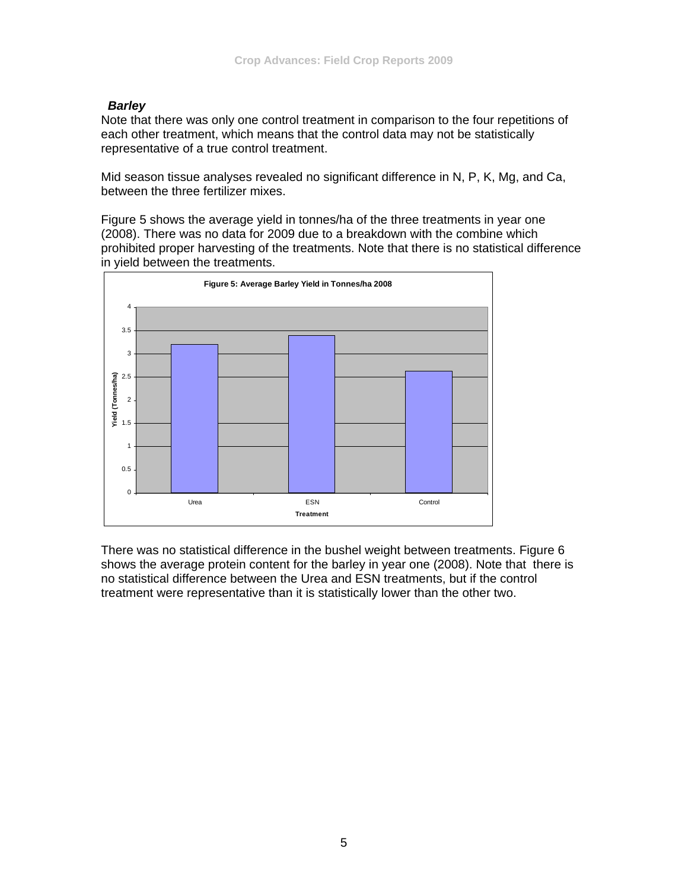### *Barley*

Note that there was only one control treatment in comparison to the four repetitions of each other treatment, which means that the control data may not be statistically representative of a true control treatment.

Mid season tissue analyses revealed no significant difference in N, P, K, Mg, and Ca, between the three fertilizer mixes.

Figure 5 shows the average yield in tonnes/ha of the three treatments in year one (2008). There was no data for 2009 due to a breakdown with the combine which prohibited proper harvesting of the treatments. Note that there is no statistical difference in yield between the treatments.

**Figure 5: Average Barley Yield in Tonnes/ha 2008**

| Treatment | Yield (Tonnes/ha) |
|---|---|
| Urea | 3.2 |
| ESN | 3.4 |
| Control | 2.63 |

There was no statistical difference in the bushel weight between treatments. Figure 6 shows the average protein content for the barley in year one (2008). Note that there is no statistical difference between the Urea and ESN treatments, but if the control treatment were representative than it is statistically lower than the other two.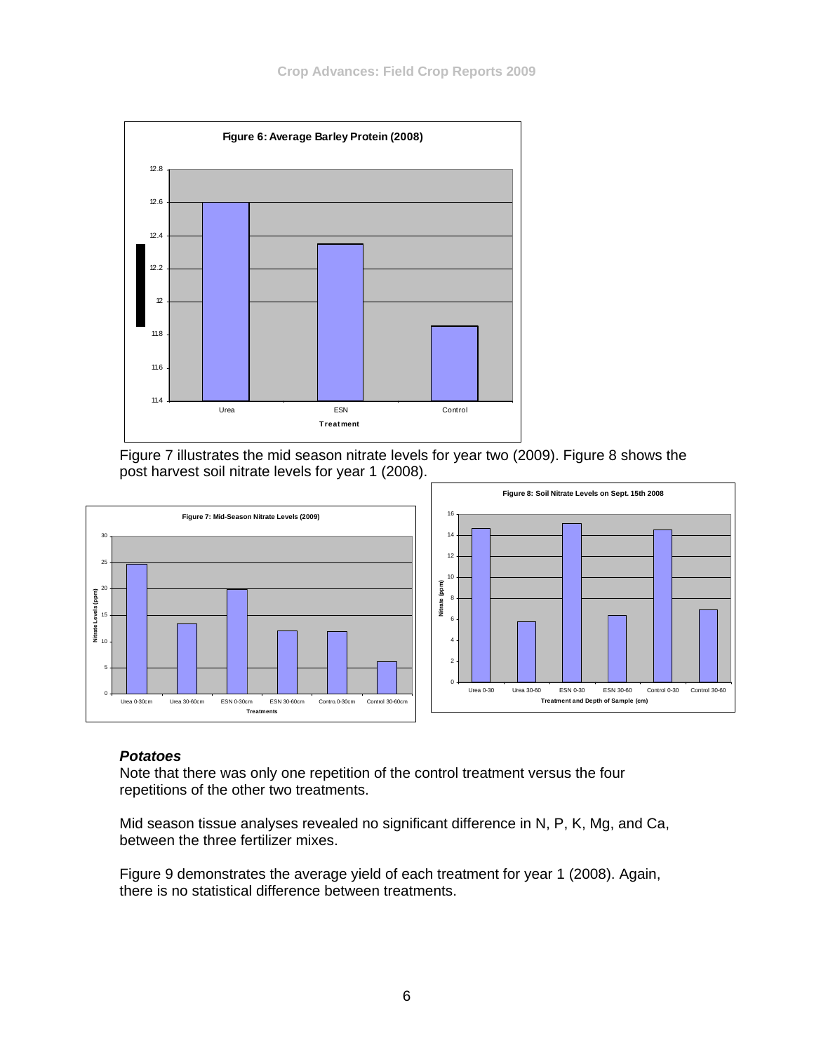Figure 6: Average Barley Protein (2008)

Figure 7 illustrates the mid season nitrate levels for year two (2009). Figure 8 shows the post harvest soil nitrate levels for year 1 (2008).

Figure 7: Mid-Season Nitrate Levels (2009)

Figure 8: Soil Nitrate Levels on Sept. 15th 2008

### *Potatoes*

Note that there was only one repetition of the control treatment versus the four repetitions of the other two treatments.

Mid season tissue analyses revealed no significant difference in N, P, K, Mg, and Ca, between the three fertilizer mixes.

Figure 9 demonstrates the average yield of each treatment for year 1 (2008). Again, there is no statistical difference between treatments.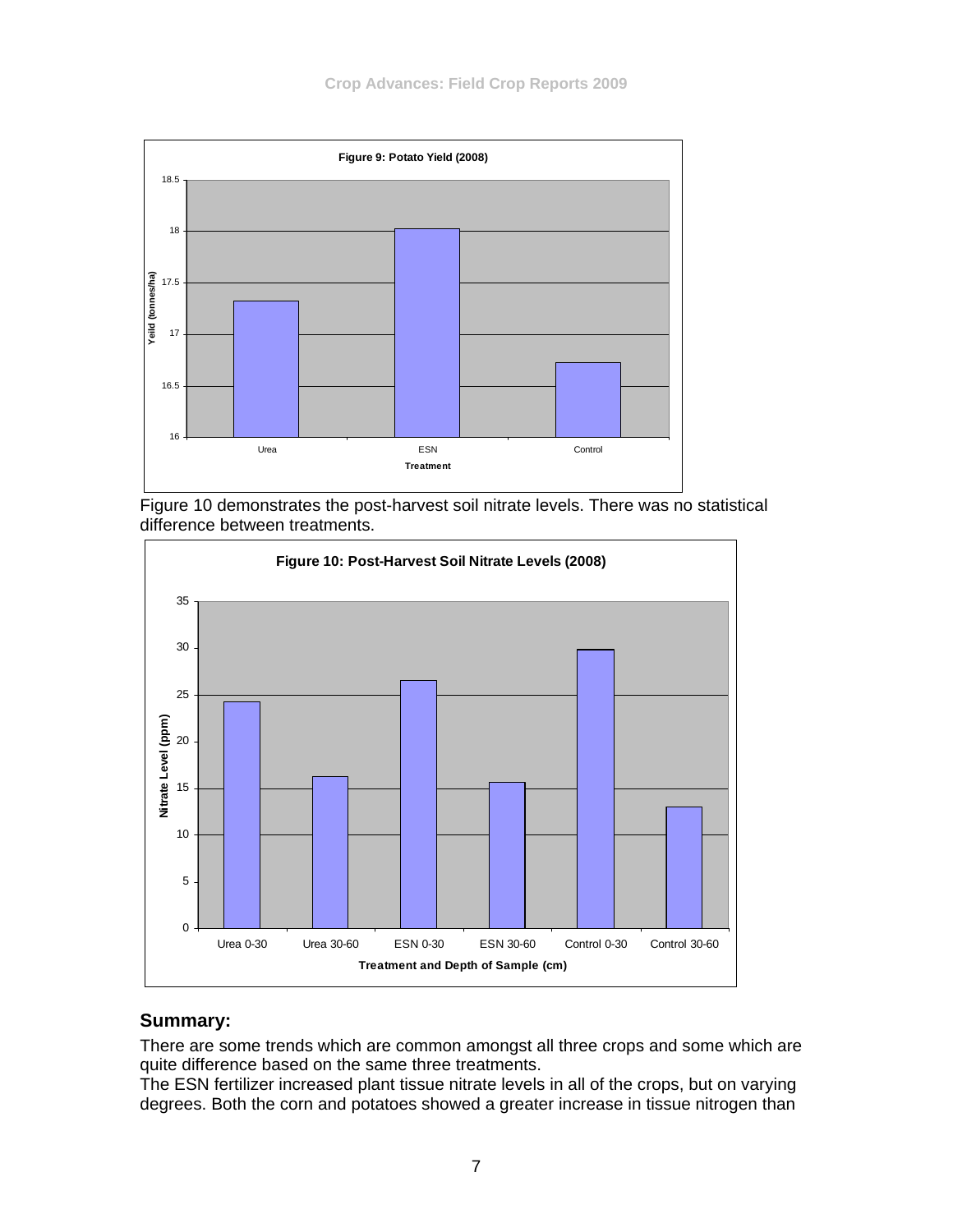Figure 9: Potato Yield (2008)

Figure 10 demonstrates the post-harvest soil nitrate levels. There was no statistical difference between treatments.

Figure 10: Post-Harvest Soil Nitrate Levels (2008)

## Summary:

There are some trends which are common amongst all three crops and some which are quite difference based on the same three treatments.

The ESN fertilizer increased plant tissue nitrate levels in all of the crops, but on varying degrees. Both the corn and potatoes showed a greater increase in tissue nitrogen than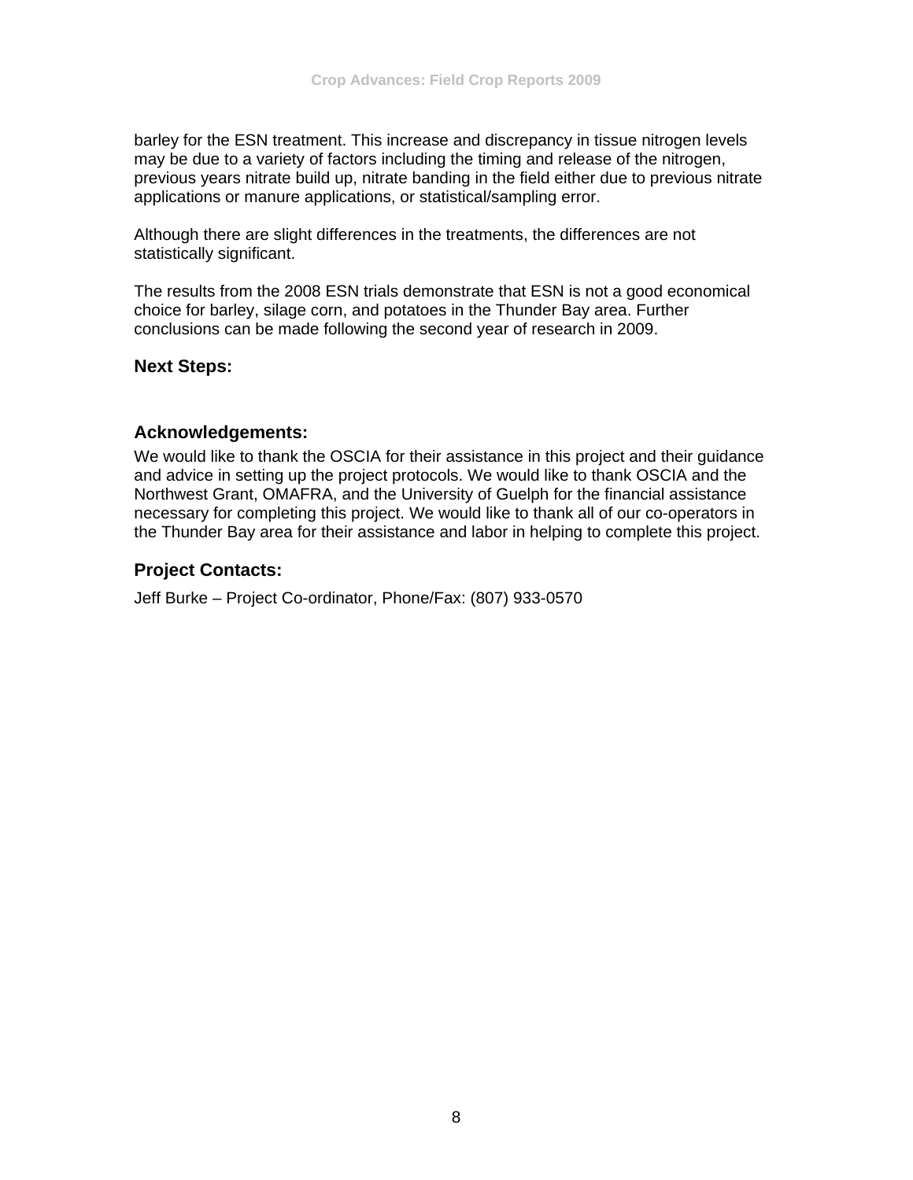barley for the ESN treatment. This increase and discrepancy in tissue nitrogen levels may be due to a variety of factors including the timing and release of the nitrogen, previous years nitrate build up, nitrate banding in the field either due to previous nitrate applications or manure applications, or statistical/sampling error.

Although there are slight differences in the treatments, the differences are not statistically significant.

The results from the 2008 ESN trials demonstrate that ESN is not a good economical choice for barley, silage corn, and potatoes in the Thunder Bay area. Further conclusions can be made following the second year of research in 2009.

## Next Steps:

## Acknowledgements:

We would like to thank the OSCIA for their assistance in this project and their guidance and advice in setting up the project protocols. We would like to thank OSCIA and the Northwest Grant, OMAFRA, and the University of Guelph for the financial assistance necessary for completing this project. We would like to thank all of our co-operators in the Thunder Bay area for their assistance and labor in helping to complete this project.

## Project Contacts:

Jeff Burke – Project Co-ordinator, Phone/Fax: (807) 933-0570